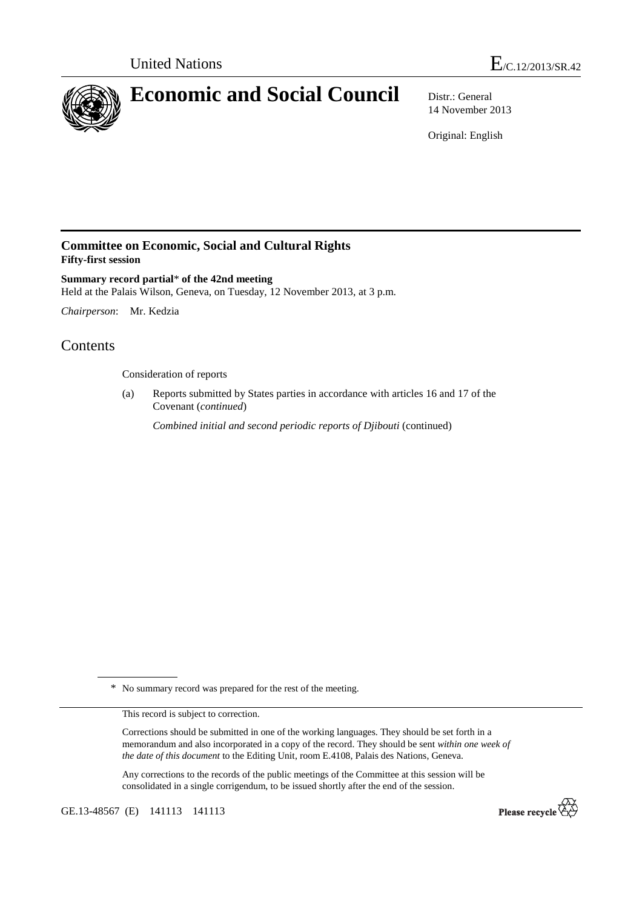United Nations

E/C.12/2013/SR.42

# Economic and Social Council

Distr.: General
14 November 2013

Original: English

## Committee on Economic, Social and Cultural Rights
**Fifty-first session**

**Summary record partial\* of the 42nd meeting**
Held at the Palais Wilson, Geneva, on Tuesday, 12 November 2013, at 3 p.m.

*Chairperson*: Mr. Kedzia

# Contents

Consideration of reports

(a) Reports submitted by States parties in accordance with articles 16 and 17 of the Covenant (*continued*)

*Combined initial and second periodic reports of Djibouti* (continued)

\* No summary record was prepared for the rest of the meeting.

This record is subject to correction.

Corrections should be submitted in one of the working languages. They should be set forth in a memorandum and also incorporated in a copy of the record. They should be sent *within one week of the date of this document* to the Editing Unit, room E.4108, Palais des Nations, Geneva.

Any corrections to the records of the public meetings of the Committee at this session will be consolidated in a single corrigendum, to be issued shortly after the end of the session.

GE.13-48567 (E) 141113 141113

Please recycle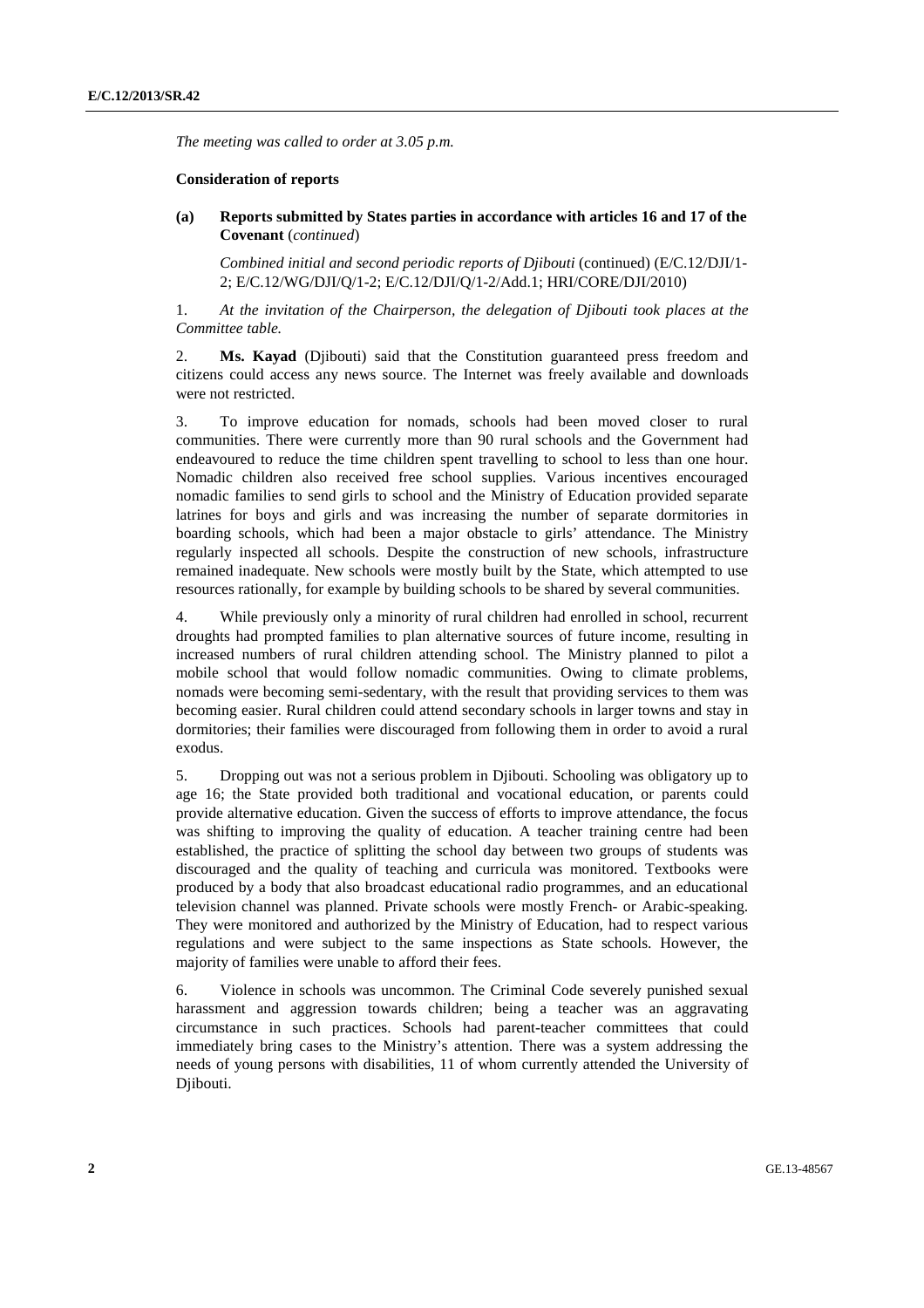*The meeting was called to order at 3.05 p.m.*

**Consideration of reports**

**(a) Reports submitted by States parties in accordance with articles 16 and 17 of the Covenant** (*continued*)

*Combined initial and second periodic reports of Djibouti* (continued) (E/C.12/DJI/1-2; E/C.12/WG/DJI/Q/1-2; E/C.12/DJI/Q/1-2/Add.1; HRI/CORE/DJI/2010)

1. *At the invitation of the Chairperson, the delegation of Djibouti took places at the Committee table.*

2. **Ms. Kayad** (Djibouti) said that the Constitution guaranteed press freedom and citizens could access any news source. The Internet was freely available and downloads were not restricted.

3. To improve education for nomads, schools had been moved closer to rural communities. There were currently more than 90 rural schools and the Government had endeavoured to reduce the time children spent travelling to school to less than one hour. Nomadic children also received free school supplies. Various incentives encouraged nomadic families to send girls to school and the Ministry of Education provided separate latrines for boys and girls and was increasing the number of separate dormitories in boarding schools, which had been a major obstacle to girls' attendance. The Ministry regularly inspected all schools. Despite the construction of new schools, infrastructure remained inadequate. New schools were mostly built by the State, which attempted to use resources rationally, for example by building schools to be shared by several communities.

4. While previously only a minority of rural children had enrolled in school, recurrent droughts had prompted families to plan alternative sources of future income, resulting in increased numbers of rural children attending school. The Ministry planned to pilot a mobile school that would follow nomadic communities. Owing to climate problems, nomads were becoming semi-sedentary, with the result that providing services to them was becoming easier. Rural children could attend secondary schools in larger towns and stay in dormitories; their families were discouraged from following them in order to avoid a rural exodus.

5. Dropping out was not a serious problem in Djibouti. Schooling was obligatory up to age 16; the State provided both traditional and vocational education, or parents could provide alternative education. Given the success of efforts to improve attendance, the focus was shifting to improving the quality of education. A teacher training centre had been established, the practice of splitting the school day between two groups of students was discouraged and the quality of teaching and curricula was monitored. Textbooks were produced by a body that also broadcast educational radio programmes, and an educational television channel was planned. Private schools were mostly French- or Arabic-speaking. They were monitored and authorized by the Ministry of Education, had to respect various regulations and were subject to the same inspections as State schools. However, the majority of families were unable to afford their fees.

6. Violence in schools was uncommon. The Criminal Code severely punished sexual harassment and aggression towards children; being a teacher was an aggravating circumstance in such practices. Schools had parent-teacher committees that could immediately bring cases to the Ministry's attention. There was a system addressing the needs of young persons with disabilities, 11 of whom currently attended the University of Djibouti.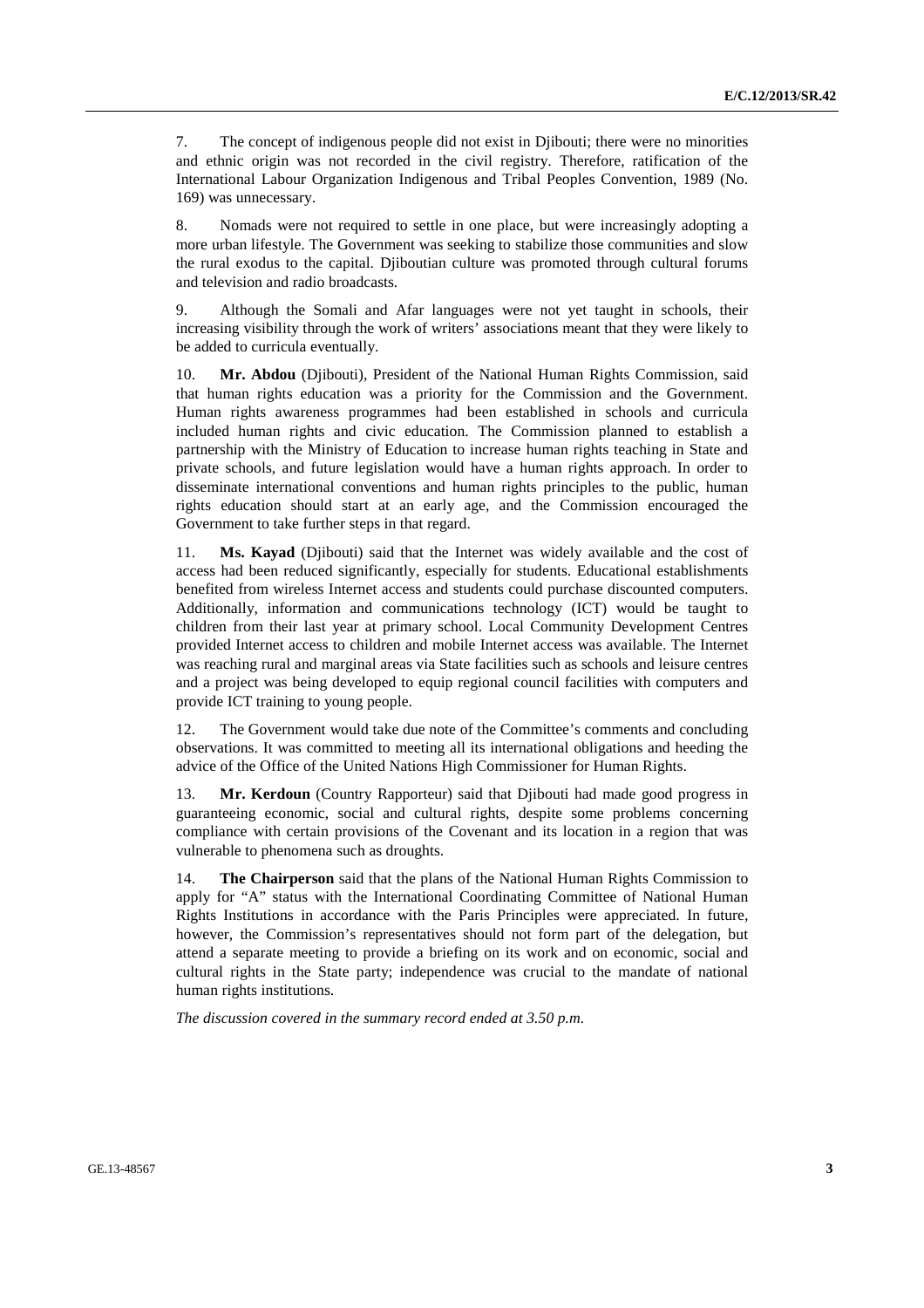7. The concept of indigenous people did not exist in Djibouti; there were no minorities and ethnic origin was not recorded in the civil registry. Therefore, ratification of the International Labour Organization Indigenous and Tribal Peoples Convention, 1989 (No. 169) was unnecessary.

8. Nomads were not required to settle in one place, but were increasingly adopting a more urban lifestyle. The Government was seeking to stabilize those communities and slow the rural exodus to the capital. Djiboutian culture was promoted through cultural forums and television and radio broadcasts.

9. Although the Somali and Afar languages were not yet taught in schools, their increasing visibility through the work of writers' associations meant that they were likely to be added to curricula eventually.

10. **Mr. Abdou** (Djibouti), President of the National Human Rights Commission, said that human rights education was a priority for the Commission and the Government. Human rights awareness programmes had been established in schools and curricula included human rights and civic education. The Commission planned to establish a partnership with the Ministry of Education to increase human rights teaching in State and private schools, and future legislation would have a human rights approach. In order to disseminate international conventions and human rights principles to the public, human rights education should start at an early age, and the Commission encouraged the Government to take further steps in that regard.

11. **Ms. Kayad** (Djibouti) said that the Internet was widely available and the cost of access had been reduced significantly, especially for students. Educational establishments benefited from wireless Internet access and students could purchase discounted computers. Additionally, information and communications technology (ICT) would be taught to children from their last year at primary school. Local Community Development Centres provided Internet access to children and mobile Internet access was available. The Internet was reaching rural and marginal areas via State facilities such as schools and leisure centres and a project was being developed to equip regional council facilities with computers and provide ICT training to young people.

12. The Government would take due note of the Committee's comments and concluding observations. It was committed to meeting all its international obligations and heeding the advice of the Office of the United Nations High Commissioner for Human Rights.

13. **Mr. Kerdoun** (Country Rapporteur) said that Djibouti had made good progress in guaranteeing economic, social and cultural rights, despite some problems concerning compliance with certain provisions of the Covenant and its location in a region that was vulnerable to phenomena such as droughts.

14. **The Chairperson** said that the plans of the National Human Rights Commission to apply for "A" status with the International Coordinating Committee of National Human Rights Institutions in accordance with the Paris Principles were appreciated. In future, however, the Commission's representatives should not form part of the delegation, but attend a separate meeting to provide a briefing on its work and on economic, social and cultural rights in the State party; independence was crucial to the mandate of national human rights institutions.

*The discussion covered in the summary record ended at 3.50 p.m.*